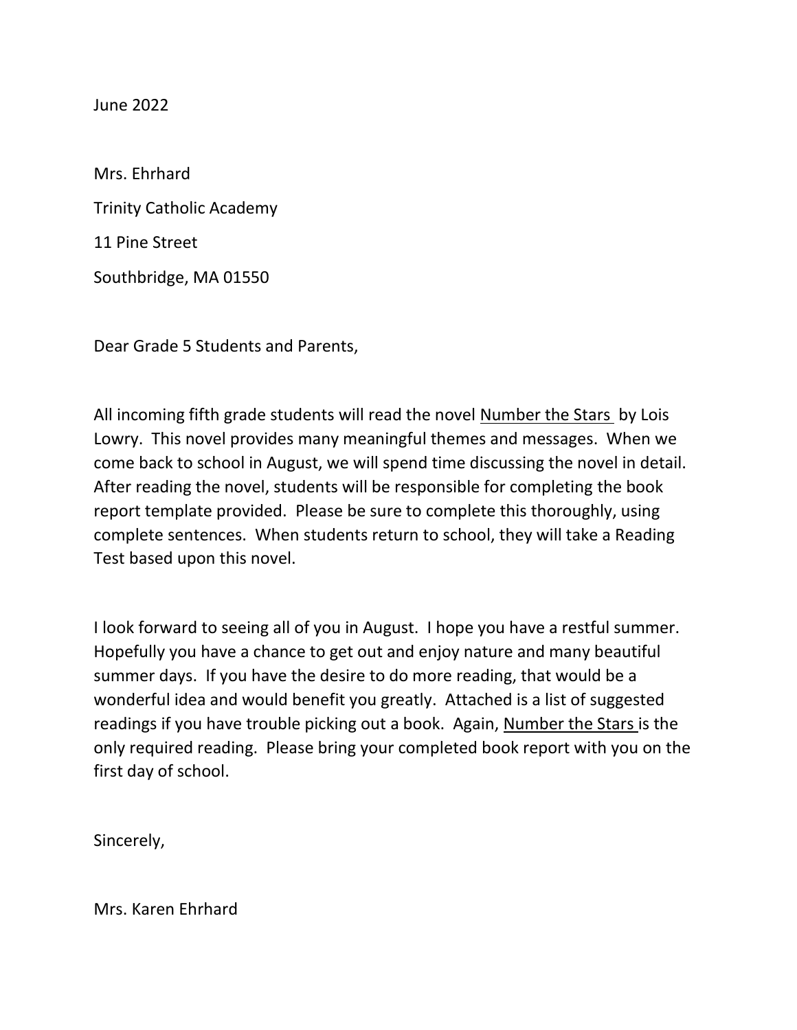June 2022

Mrs. Ehrhard

Trinity Catholic Academy

11 Pine Street

Southbridge, MA 01550

Dear Grade 5 Students and Parents,

All incoming fifth grade students will read the novel <u>Number the Stars</u> by Lois Lowry. This novel provides many meaningful themes and messages. When we come back to school in August, we will spend time discussing the novel in detail. After reading the novel, students will be responsible for completing the book report template provided. Please be sure to complete this thoroughly, using complete sentences. When students return to school, they will take a Reading Test based upon this novel.

I look forward to seeing all of you in August. I hope you have a restful summer. Hopefully you have a chance to get out and enjoy nature and many beautiful summer days. If you have the desire to do more reading, that would be a wonderful idea and would benefit you greatly. Attached is a list of suggested readings if you have trouble picking out a book. Again, <u>Number the Stars</u> is the only required reading. Please bring your completed book report with you on the first day of school.

Sincerely,

Mrs. Karen Ehrhard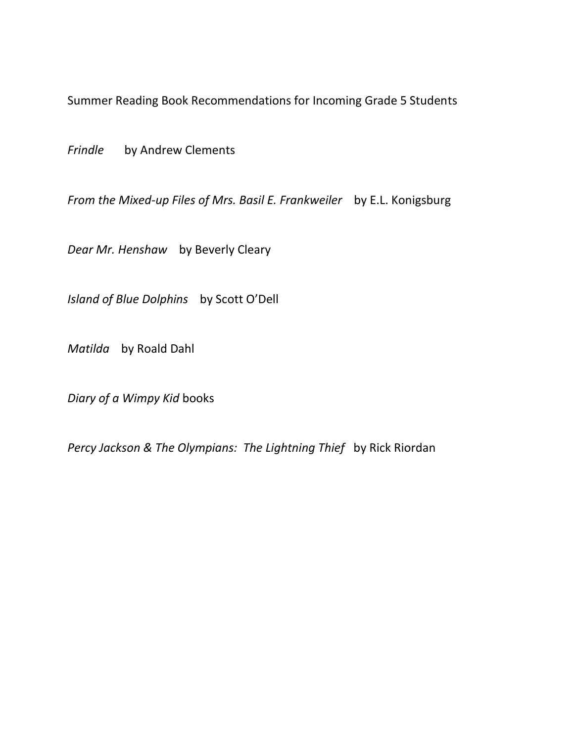Summer Reading Book Recommendations for Incoming Grade 5 Students

*Frindle* by Andrew Clements

*From the Mixed-up Files of Mrs. Basil E. Frankweiler* by E.L. Konigsburg

*Dear Mr. Henshaw* by Beverly Cleary

*Island of Blue Dolphins* by Scott O'Dell

*Matilda* by Roald Dahl

*Diary of a Wimpy Kid* books

*Percy Jackson & The Olympians: The Lightning Thief* by Rick Riordan